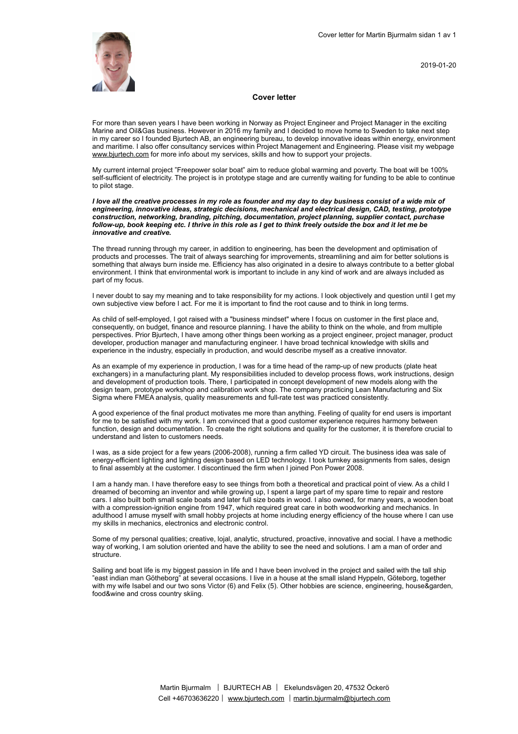2019-01-20

## Cover letter

For more than seven years I have been working in Norway as Project Engineer and Project Manager in the exciting Marine and Oil&Gas business. However in 2016 my family and I decided to move home to Sweden to take next step in my career so I founded Bjurtech AB, an engineering bureau, to develop innovative ideas within energy, environment and maritime. I also offer consultancy services within Project Management and Engineering. Please visit my webpage www.bjurtech.com for more info about my services, skills and how to support your projects.

My current internal project ”Freepower solar boat” aim to reduce global warming and poverty. The boat will be 100% self-sufficient of electricity. The project is in prototype stage and are currently waiting for funding to be able to continue to pilot stage.

***I love all the creative processes in my role as founder and my day to day business consist of a wide mix of engineering, innovative ideas, strategic decisions, mechanical and electrical design, CAD, testing, prototype construction, networking, branding, pitching, documentation, project planning, supplier contact, purchase follow-up, book keeping etc. I thrive in this role as I get to think freely outside the box and it let me be innovative and creative.***

The thread running through my career, in addition to engineering, has been the development and optimisation of products and processes. The trait of always searching for improvements, streamlining and aim for better solutions is something that always burn inside me. Efficiency has also originated in a desire to always contribute to a better global environment. I think that environmental work is important to include in any kind of work and are always included as part of my focus.

I never doubt to say my meaning and to take responsibility for my actions. I look objectively and question until I get my own subjective view before I act. For me it is important to find the root cause and to think in long terms.

As child of self-employed, I got raised with a "business mindset" where I focus on customer in the first place and, consequently, on budget, finance and resource planning. I have the ability to think on the whole, and from multiple perspectives. Prior Bjurtech, I have among other things been working as a project engineer, project manager, product developer, production manager and manufacturing engineer. I have broad technical knowledge with skills and experience in the industry, especially in production, and would describe myself as a creative innovator.

As an example of my experience in production, I was for a time head of the ramp-up of new products (plate heat exchangers) in a manufacturing plant. My responsibilities included to develop process flows, work instructions, design and development of production tools. There, I participated in concept development of new models along with the design team, prototype workshop and calibration work shop. The company practicing Lean Manufacturing and Six Sigma where FMEA analysis, quality measurements and full-rate test was practiced consistently.

A good experience of the final product motivates me more than anything. Feeling of quality for end users is important for me to be satisfied with my work. I am convinced that a good customer experience requires harmony between function, design and documentation. To create the right solutions and quality for the customer, it is therefore crucial to understand and listen to customers needs.

I was, as a side project for a few years (2006-2008), running a firm called YD circuit. The business idea was sale of energy-efficient lighting and lighting design based on LED technology. I took turnkey assignments from sales, design to final assembly at the customer. I discontinued the firm when I joined Pon Power 2008.

I am a handy man. I have therefore easy to see things from both a theoretical and practical point of view. As a child I dreamed of becoming an inventor and while growing up, I spent a large part of my spare time to repair and restore cars. I also built both small scale boats and later full size boats in wood. I also owned, for many years, a wooden boat with a compression-ignition engine from 1947, which required great care in both woodworking and mechanics. In adulthood I amuse myself with small hobby projects at home including energy efficiency of the house where I can use my skills in mechanics, electronics and electronic control.

Some of my personal qualities; creative, lojal, analytic, structured, proactive, innovative and social. I have a methodic way of working, I am solution oriented and have the ability to see the need and solutions. I am a man of order and structure.

Sailing and boat life is my biggest passion in life and I have been involved in the project and sailed with the tall ship ”east indian man Götheborg” at several occasions. I live in a house at the small island Hyppeln, Göteborg, together with my wife Isabel and our two sons Victor (6) and Felix (5). Other hobbies are science, engineering, house&garden, food&wine and cross country skiing.

Martin Bjurmalm | BJURTECH AB | Ekelundsvägen 20, 47532 Öckerö
Cell +46703636220 | www.bjurtech.com | martin.bjurmalm@bjurtech.com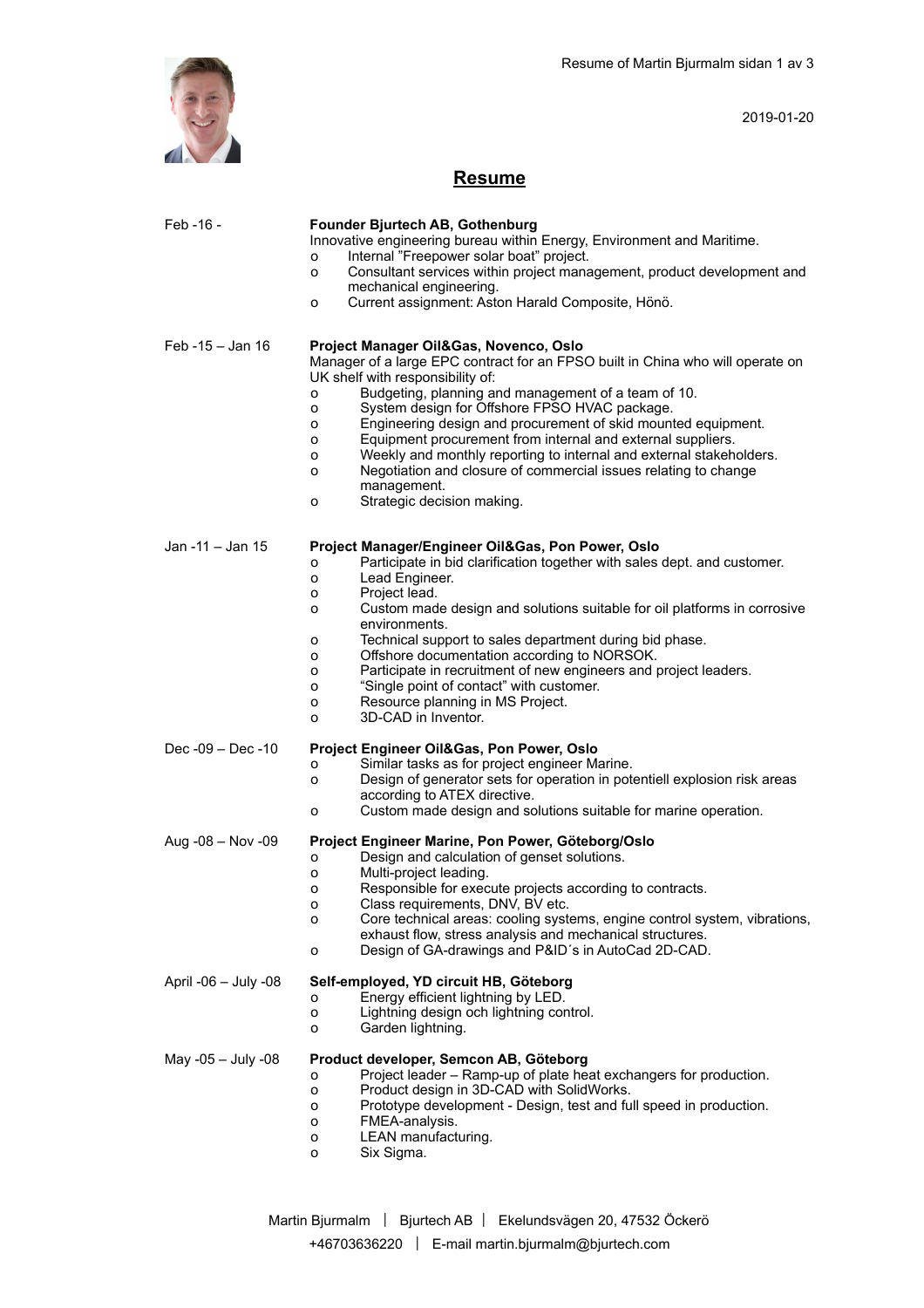2019-01-20

# Resume

**Feb -16 -**

**Founder Bjurtech AB, Gothenburg**
Innovative engineering bureau within Energy, Environment and Maritime.

- Internal "Freepower solar boat" project.
- Consultant services within project management, product development and mechanical engineering.
- Current assignment: Aston Harald Composite, Hönö.

**Feb -15 – Jan 16**

**Project Manager Oil&Gas, Novenco, Oslo**
Manager of a large EPC contract for an FPSO built in China who will operate on UK shelf with responsibility of:

- Budgeting, planning and management of a team of 10.
- System design for Offshore FPSO HVAC package.
- Engineering design and procurement of skid mounted equipment.
- Equipment procurement from internal and external suppliers.
- Weekly and monthly reporting to internal and external stakeholders.
- Negotiation and closure of commercial issues relating to change management.
- Strategic decision making.

**Jan -11 – Jan 15**

**Project Manager/Engineer Oil&Gas, Pon Power, Oslo**

- Participate in bid clarification together with sales dept. and customer.
- Lead Engineer.
- Project lead.
- Custom made design and solutions suitable for oil platforms in corrosive environments.
- Technical support to sales department during bid phase.
- Offshore documentation according to NORSOK.
- Participate in recruitment of new engineers and project leaders.
- "Single point of contact" with customer.
- Resource planning in MS Project.
- 3D-CAD in Inventor.

**Dec -09 – Dec -10**

**Project Engineer Oil&Gas, Pon Power, Oslo**

- Similar tasks as for project engineer Marine.
- Design of generator sets for operation in potentiell explosion risk areas according to ATEX directive.
- Custom made design and solutions suitable for marine operation.

**Aug -08 – Nov -09**

**Project Engineer Marine, Pon Power, Göteborg/Oslo**

- Design and calculation of genset solutions.
- Multi-project leading.
- Responsible for execute projects according to contracts.
- Class requirements, DNV, BV etc.
- Core technical areas: cooling systems, engine control system, vibrations, exhaust flow, stress analysis and mechanical structures.
- Design of GA-drawings and P&ID´s in AutoCad 2D-CAD.

**April -06 – July -08**

**Self-employed, YD circuit HB, Göteborg**

- Energy efficient lightning by LED.
- Lightning design och lightning control.
- Garden lightning.

**May -05 – July -08**

**Product developer, Semcon AB, Göteborg**

- Project leader – Ramp-up of plate heat exchangers for production.
- Product design in 3D-CAD with SolidWorks.
- Prototype development - Design, test and full speed in production.
- FMEA-analysis.
- LEAN manufacturing.
- Six Sigma.

Martin Bjurmalm | Bjurtech AB | Ekelundsvägen 20, 47532 Öckerö
+46703636220 | E-mail martin.bjurmalm@bjurtech.com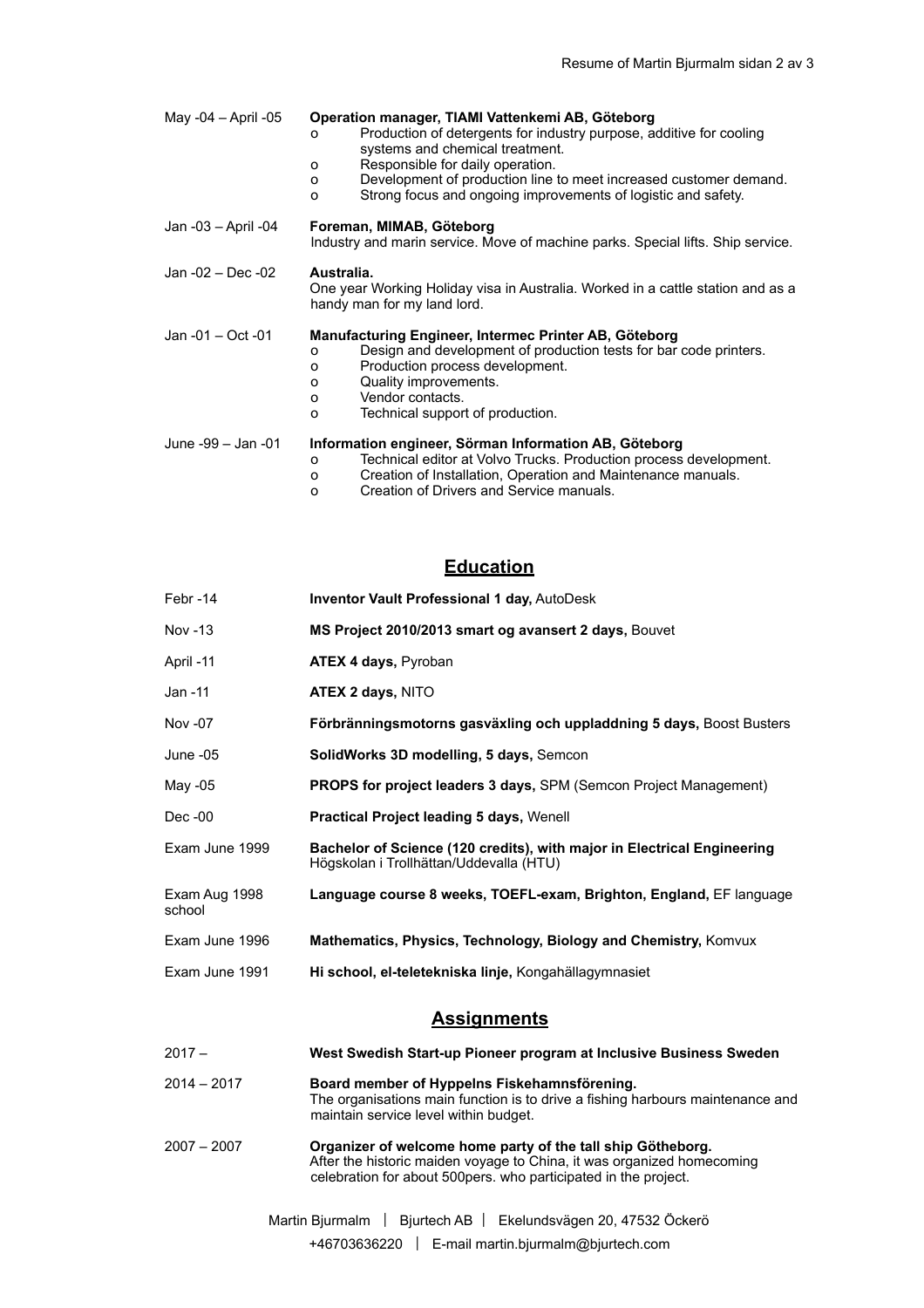**May -04 – April -05** — **Operation manager, TIAMI Vattenkemi AB, Göteborg**

- Production of detergents for industry purpose, additive for cooling systems and chemical treatment.
- Responsible for daily operation.
- Development of production line to meet increased customer demand.
- Strong focus and ongoing improvements of logistic and safety.

**Jan -03 – April -04** — **Foreman, MIMAB, Göteborg**

Industry and marin service. Move of machine parks. Special lifts. Ship service.

**Jan -02 – Dec -02** — **Australia.**

One year Working Holiday visa in Australia. Worked in a cattle station and as a handy man for my land lord.

**Jan -01 – Oct -01** — **Manufacturing Engineer, Intermec Printer AB, Göteborg**

- Design and development of production tests for bar code printers.
- Production process development.
- Quality improvements.
- Vendor contacts.
- Technical support of production.

**June -99 – Jan -01** — **Information engineer, Sörman Information AB, Göteborg**

- Technical editor at Volvo Trucks. Production process development.
- Creation of Installation, Operation and Maintenance manuals.
- Creation of Drivers and Service manuals.

## Education

| | |
|---|---|
| Febr -14 | **Inventor Vault Professional 1 day,** AutoDesk |
| Nov -13 | **MS Project 2010/2013 smart og avansert 2 days,** Bouvet |
| April -11 | **ATEX 4 days,** Pyroban |
| Jan -11 | **ATEX 2 days,** NITO |
| Nov -07 | **Förbränningsmotorns gasväxling och uppladdning 5 days,** Boost Busters |
| June -05 | **SolidWorks 3D modelling, 5 days,** Semcon |
| May -05 | **PROPS for project leaders 3 days,** SPM (Semcon Project Management) |
| Dec -00 | **Practical Project leading 5 days,** Wenell |
| Exam June 1999 | **Bachelor of Science (120 credits), with major in Electrical Engineering** Högskolan i Trollhättan/Uddevalla (HTU) |
| Exam Aug 1998 | **Language course 8 weeks, TOEFL-exam, Brighton, England,** EF language school |
| Exam June 1996 | **Mathematics, Physics, Technology, Biology and Chemistry,** Komvux |
| Exam June 1991 | **Hi school, el-teletekniska linje,** Kongahällagymnasiet |

## Assignments

**2017 –** — **West Swedish Start-up Pioneer program at Inclusive Business Sweden**

**2014 – 2017** — **Board member of Hyppelns Fiskehamnsförening.**

The organisations main function is to drive a fishing harbours maintenance and maintain service level within budget.

**2007 – 2007** — **Organizer of welcome home party of the tall ship Götheborg.**

After the historic maiden voyage to China, it was organized homecoming celebration for about 500pers. who participated in the project.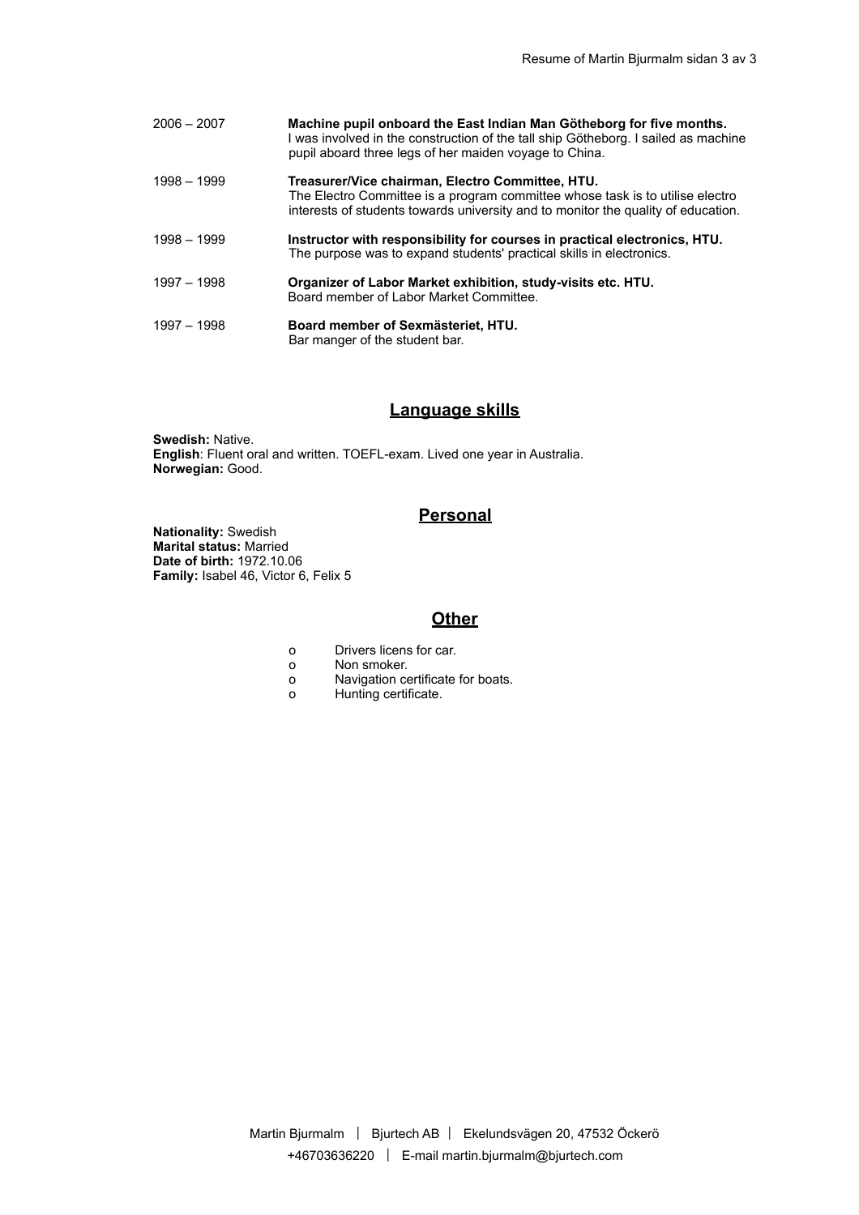2006 – 2007 **Machine pupil onboard the East Indian Man Götheborg for five months.**
I was involved in the construction of the tall ship Götheborg. I sailed as machine pupil aboard three legs of her maiden voyage to China.

1998 – 1999 **Treasurer/Vice chairman, Electro Committee, HTU.**
The Electro Committee is a program committee whose task is to utilise electro interests of students towards university and to monitor the quality of education.

1998 – 1999 **Instructor with responsibility for courses in practical electronics, HTU.**
The purpose was to expand students' practical skills in electronics.

1997 – 1998 **Organizer of Labor Market exhibition, study-visits etc. HTU.**
Board member of Labor Market Committee.

1997 – 1998 **Board member of Sexmästeriet, HTU.**
Bar manger of the student bar.

## Language skills

**Swedish:** Native.
**English**: Fluent oral and written. TOEFL-exam. Lived one year in Australia.
**Norwegian:** Good.

## Personal

**Nationality:** Swedish
**Marital status:** Married
**Date of birth:** 1972.10.06
**Family:** Isabel 46, Victor 6, Felix 5

## Other

- Drivers licens for car.
- Non smoker.
- Navigation certificate for boats.
- Hunting certificate.

Martin Bjurmalm | Bjurtech AB | Ekelundsvägen 20, 47532 Öckerö
+46703636220 | E-mail martin.bjurmalm@bjurtech.com